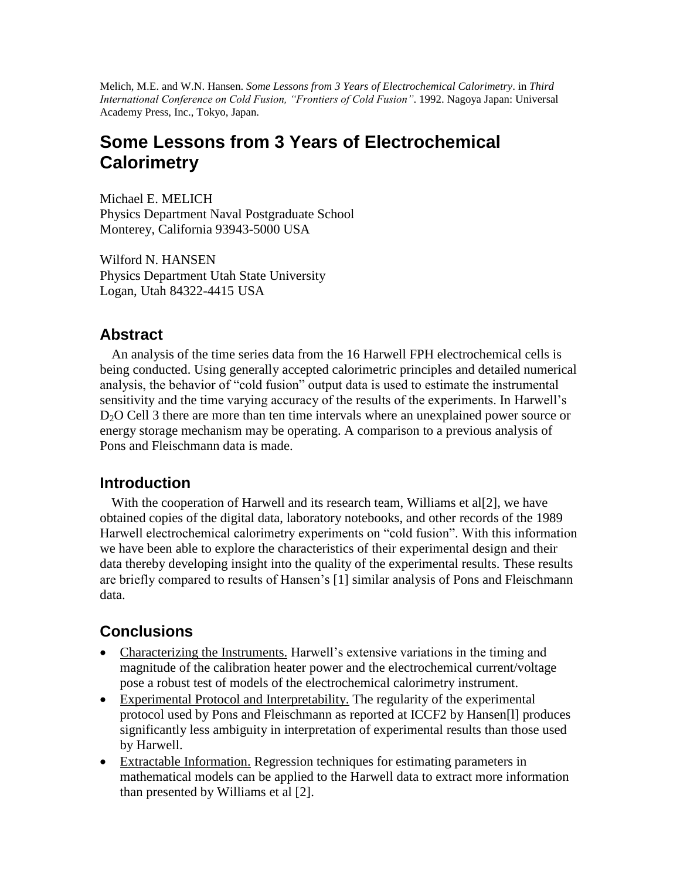Melich, M.E. and W.N. Hansen. *Some Lessons from 3 Years of Electrochemical Calorimetry*. in *Third International Conference on Cold Fusion, "Frontiers of Cold Fusion"*. 1992. Nagoya Japan: Universal Academy Press, Inc., Tokyo, Japan.

# Some Lessons from 3 Years of Electrochemical Calorimetry

Michael E. MELICH
Physics Department Naval Postgraduate School
Monterey, California 93943-5000 USA

Wilford N. HANSEN
Physics Department Utah State University
Logan, Utah 84322-4415 USA

## Abstract

An analysis of the time series data from the 16 Harwell FPH electrochemical cells is being conducted. Using generally accepted calorimetric principles and detailed numerical analysis, the behavior of "cold fusion" output data is used to estimate the instrumental sensitivity and the time varying accuracy of the results of the experiments. In Harwell's $D_2O$ Cell 3 there are more than ten time intervals where an unexplained power source or energy storage mechanism may be operating. A comparison to a previous analysis of Pons and Fleischmann data is made.

## Introduction

With the cooperation of Harwell and its research team, Williams et al[2], we have obtained copies of the digital data, laboratory notebooks, and other records of the 1989 Harwell electrochemical calorimetry experiments on "cold fusion". With this information we have been able to explore the characteristics of their experimental design and their data thereby developing insight into the quality of the experimental results. These results are briefly compared to results of Hansen's [1] similar analysis of Pons and Fleischmann data.

## Conclusions

- Characterizing the Instruments. Harwell's extensive variations in the timing and magnitude of the calibration heater power and the electrochemical current/voltage pose a robust test of models of the electrochemical calorimetry instrument.
- Experimental Protocol and Interpretability. The regularity of the experimental protocol used by Pons and Fleischmann as reported at ICCF2 by Hansen[l] produces significantly less ambiguity in interpretation of experimental results than those used by Harwell.
- Extractable Information. Regression techniques for estimating parameters in mathematical models can be applied to the Harwell data to extract more information than presented by Williams et al [2].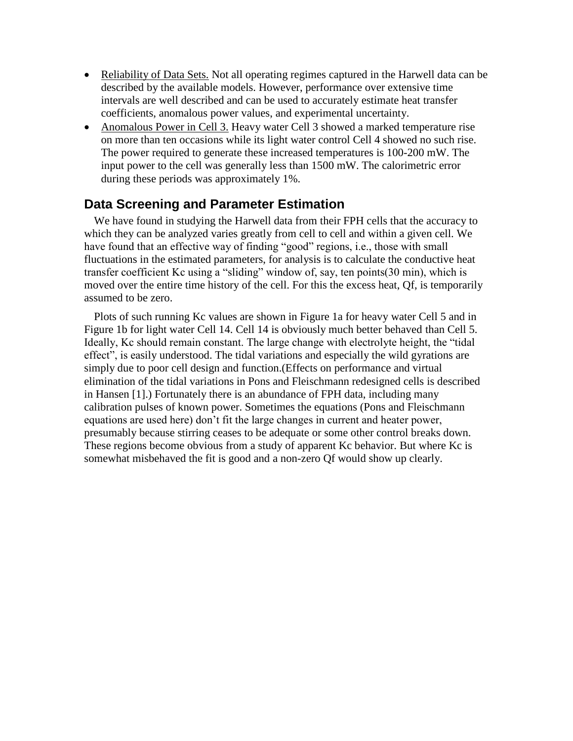- Reliability of Data Sets. Not all operating regimes captured in the Harwell data can be described by the available models. However, performance over extensive time intervals are well described and can be used to accurately estimate heat transfer coefficients, anomalous power values, and experimental uncertainty.
- Anomalous Power in Cell 3. Heavy water Cell 3 showed a marked temperature rise on more than ten occasions while its light water control Cell 4 showed no such rise. The power required to generate these increased temperatures is 100-200 mW. The input power to the cell was generally less than 1500 mW. The calorimetric error during these periods was approximately 1%.

## Data Screening and Parameter Estimation

We have found in studying the Harwell data from their FPH cells that the accuracy to which they can be analyzed varies greatly from cell to cell and within a given cell. We have found that an effective way of finding "good" regions, i.e., those with small fluctuations in the estimated parameters, for analysis is to calculate the conductive heat transfer coefficient Kc using a "sliding" window of, say, ten points(30 min), which is moved over the entire time history of the cell. For this the excess heat, Qf, is temporarily assumed to be zero.

Plots of such running Kc values are shown in Figure 1a for heavy water Cell 5 and in Figure 1b for light water Cell 14. Cell 14 is obviously much better behaved than Cell 5. Ideally, Kc should remain constant. The large change with electrolyte height, the "tidal effect", is easily understood. The tidal variations and especially the wild gyrations are simply due to poor cell design and function.(Effects on performance and virtual elimination of the tidal variations in Pons and Fleischmann redesigned cells is described in Hansen [1].) Fortunately there is an abundance of FPH data, including many calibration pulses of known power. Sometimes the equations (Pons and Fleischmann equations are used here) don't fit the large changes in current and heater power, presumably because stirring ceases to be adequate or some other control breaks down. These regions become obvious from a study of apparent Kc behavior. But where Kc is somewhat misbehaved the fit is good and a non-zero Qf would show up clearly.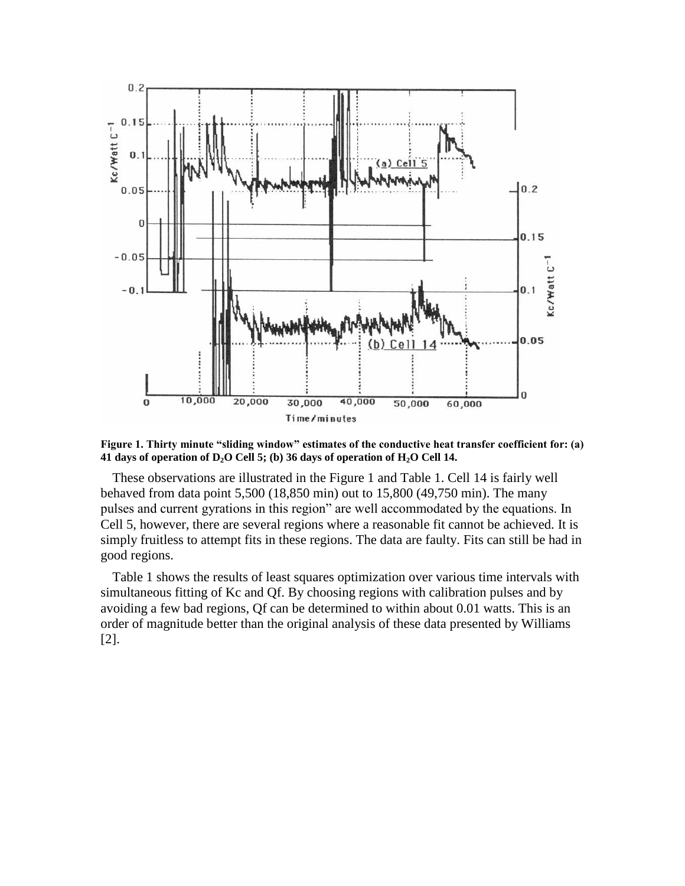**Figure 1. Thirty minute "sliding window" estimates of the conductive heat transfer coefficient for: (a) 41 days of operation of $D_2O$ Cell 5; (b) 36 days of operation of $H_2O$ Cell 14.**

These observations are illustrated in the Figure 1 and Table 1. Cell 14 is fairly well behaved from data point 5,500 (18,850 min) out to 15,800 (49,750 min). The many pulses and current gyrations in this region" are well accommodated by the equations. In Cell 5, however, there are several regions where a reasonable fit cannot be achieved. It is simply fruitless to attempt fits in these regions. The data are faulty. Fits can still be had in good regions.

Table 1 shows the results of least squares optimization over various time intervals with simultaneous fitting of Kc and Qf. By choosing regions with calibration pulses and by avoiding a few bad regions, Qf can be determined to within about 0.01 watts. This is an order of magnitude better than the original analysis of these data presented by Williams [2].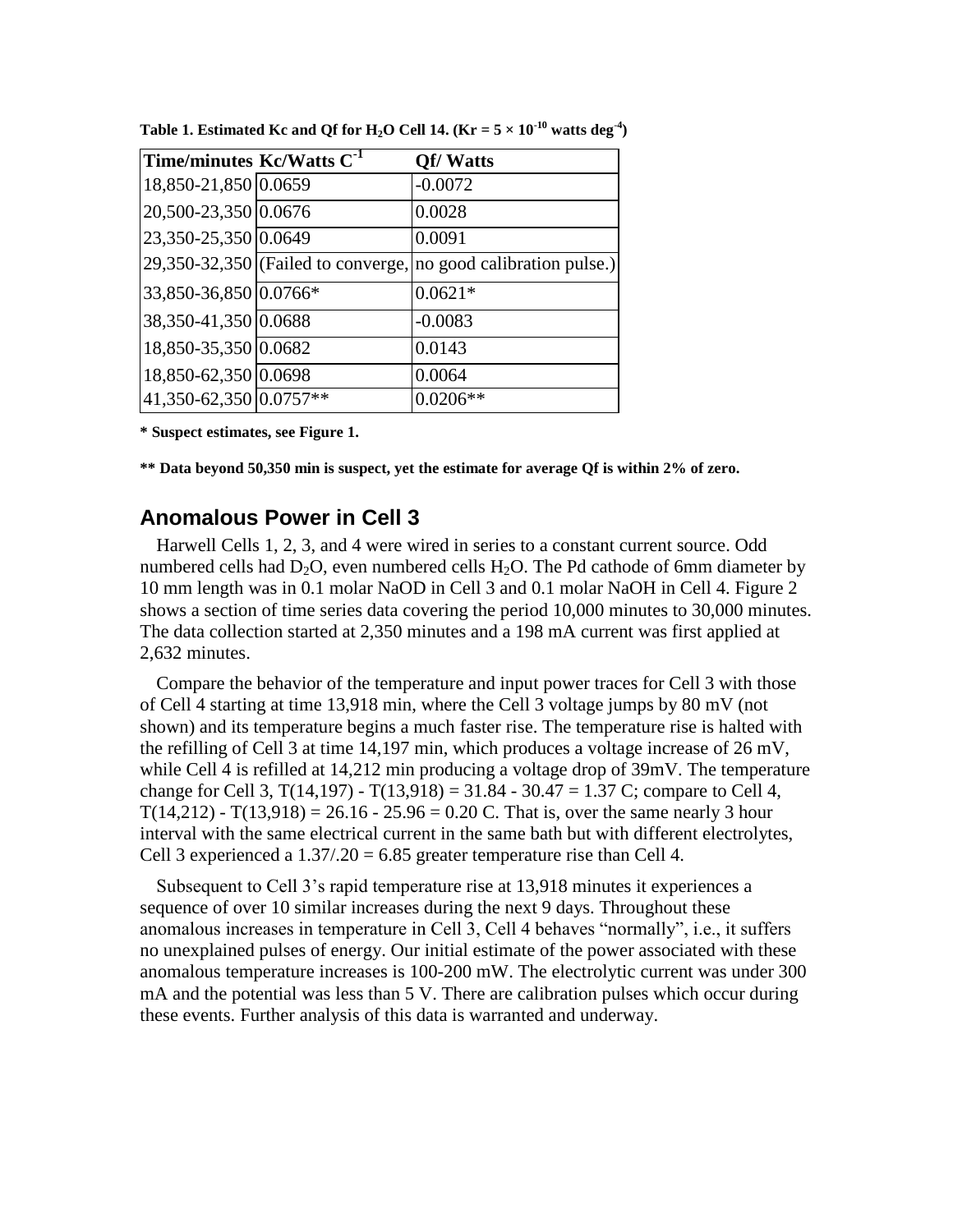**Table 1. Estimated Kc and Qf for $H_2O$ Cell 14. ($Kr = 5 \times 10^{-10}$ watts $deg^{-4}$)**

| Time/minutes | Kc/Watts $C^{-1}$ | Qf/ Watts |
|---|---|---|
| 18,850-21,850 | 0.0659 | -0.0072 |
| 20,500-23,350 | 0.0676 | 0.0028 |
| 23,350-25,350 | 0.0649 | 0.0091 |
| 29,350-32,350 | (Failed to converge, | no good calibration pulse.) |
| 33,850-36,850 | 0.0766* | 0.0621* |
| 38,350-41,350 | 0.0688 | -0.0083 |
| 18,850-35,350 | 0.0682 | 0.0143 |
| 18,850-62,350 | 0.0698 | 0.0064 |
| 41,350-62,350 | 0.0757** | 0.0206** |

**\* Suspect estimates, see Figure 1.**

**\*\* Data beyond 50,350 min is suspect, yet the estimate for average Qf is within 2% of zero.**

## Anomalous Power in Cell 3

Harwell Cells 1, 2, 3, and 4 were wired in series to a constant current source. Odd numbered cells had $D_2O$, even numbered cells $H_2O$. The Pd cathode of 6mm diameter by 10 mm length was in 0.1 molar NaOD in Cell 3 and 0.1 molar NaOH in Cell 4. Figure 2 shows a section of time series data covering the period 10,000 minutes to 30,000 minutes. The data collection started at 2,350 minutes and a 198 mA current was first applied at 2,632 minutes.

Compare the behavior of the temperature and input power traces for Cell 3 with those of Cell 4 starting at time 13,918 min, where the Cell 3 voltage jumps by 80 mV (not shown) and its temperature begins a much faster rise. The temperature rise is halted with the refilling of Cell 3 at time 14,197 min, which produces a voltage increase of 26 mV, while Cell 4 is refilled at 14,212 min producing a voltage drop of 39mV. The temperature change for Cell 3, T(14,197) - T(13,918) = 31.84 - 30.47 = 1.37 C; compare to Cell 4, T(14,212) - T(13,918) = 26.16 - 25.96 = 0.20 C. That is, over the same nearly 3 hour interval with the same electrical current in the same bath but with different electrolytes, Cell 3 experienced a 1.37/.20 = 6.85 greater temperature rise than Cell 4.

Subsequent to Cell 3's rapid temperature rise at 13,918 minutes it experiences a sequence of over 10 similar increases during the next 9 days. Throughout these anomalous increases in temperature in Cell 3, Cell 4 behaves "normally", i.e., it suffers no unexplained pulses of energy. Our initial estimate of the power associated with these anomalous temperature increases is 100-200 mW. The electrolytic current was under 300 mA and the potential was less than 5 V. There are calibration pulses which occur during these events. Further analysis of this data is warranted and underway.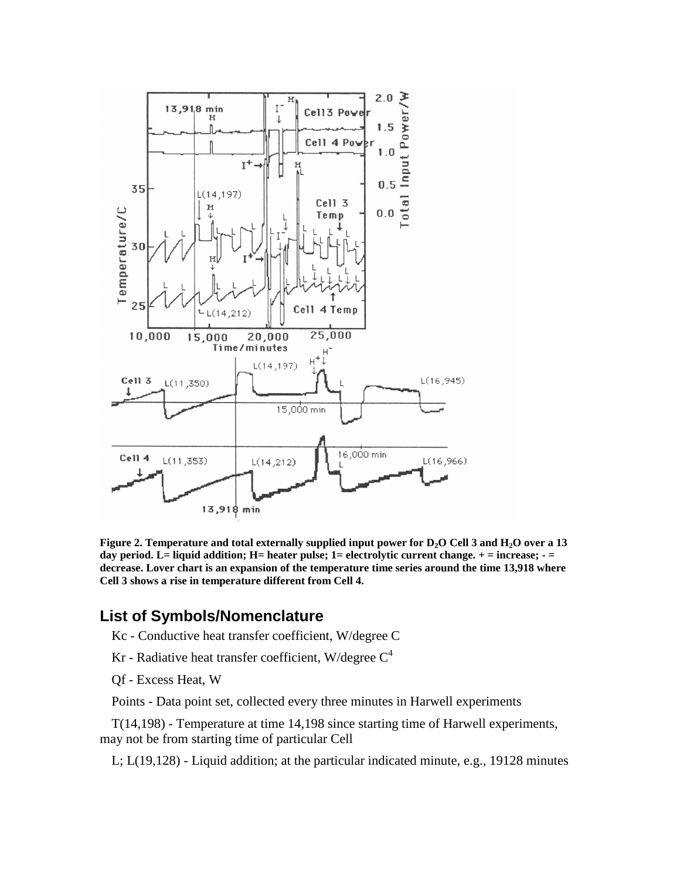**Figure 2. Temperature and total externally supplied input power for $D_2O$ Cell 3 and $H_2O$ over a 13 day period. L= liquid addition; H= heater pulse; 1= electrolytic current change. + = increase; - = decrease. Lover chart is an expansion of the temperature time series around the time 13,918 where Cell 3 shows a rise in temperature different from Cell 4.**

## List of Symbols/Nomenclature

Kc - Conductive heat transfer coefficient, W/degree C

Kr - Radiative heat transfer coefficient, W/degree $C^4$

Qf - Excess Heat, W

Points - Data point set, collected every three minutes in Harwell experiments

T(14,198) - Temperature at time 14,198 since starting time of Harwell experiments, may not be from starting time of particular Cell

L; L(19,128) - Liquid addition; at the particular indicated minute, e.g., 19128 minutes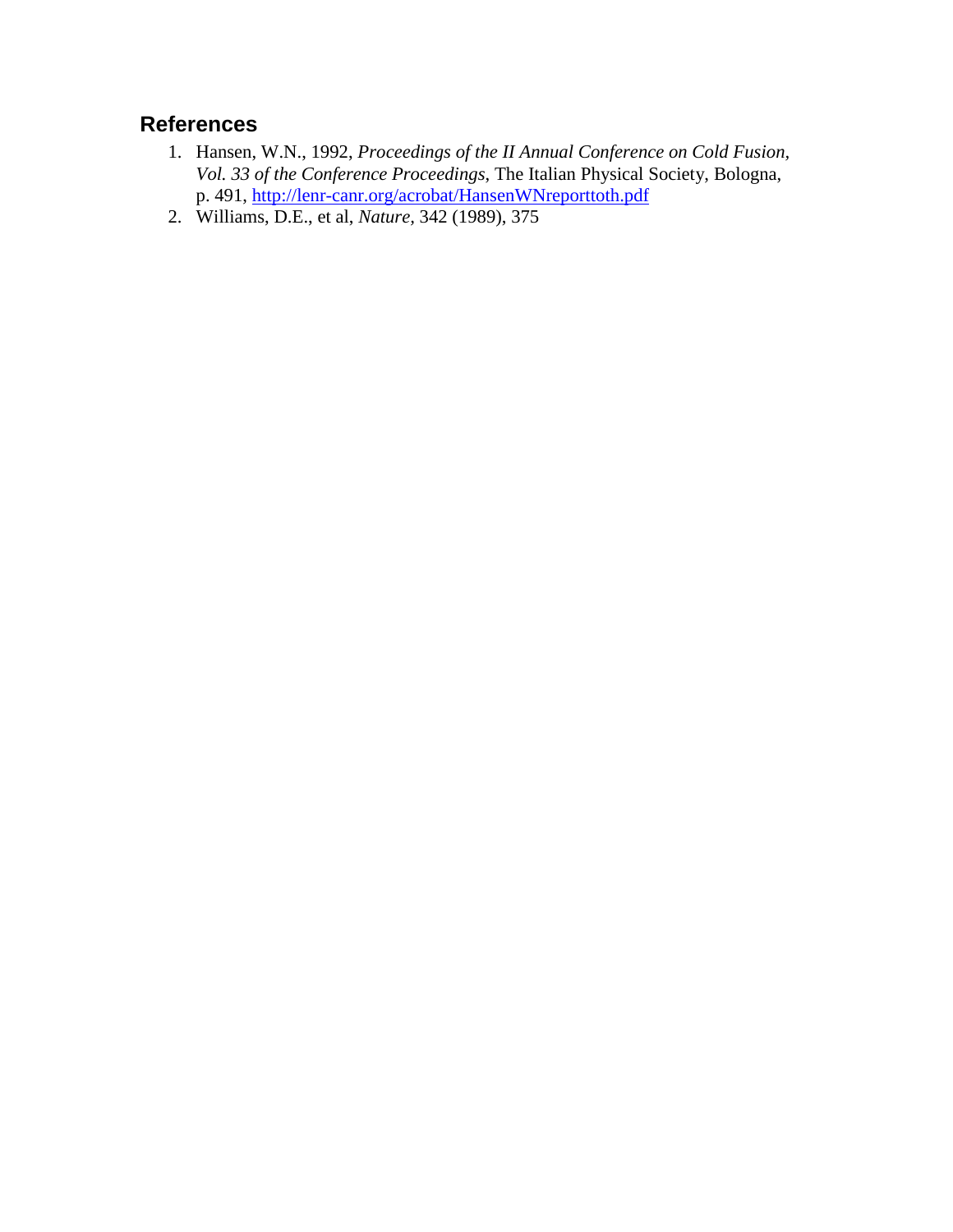## References

1. Hansen, W.N., 1992, *Proceedings of the II Annual Conference on Cold Fusion, Vol. 33 of the Conference Proceedings*, The Italian Physical Society, Bologna, p. 491, [http://lenr-canr.org/acrobat/HansenWNreporttoth.pdf](http://lenr-canr.org/acrobat/HansenWNreporttoth.pdf)
2. Williams, D.E., et al, *Nature,* 342 (1989), 375